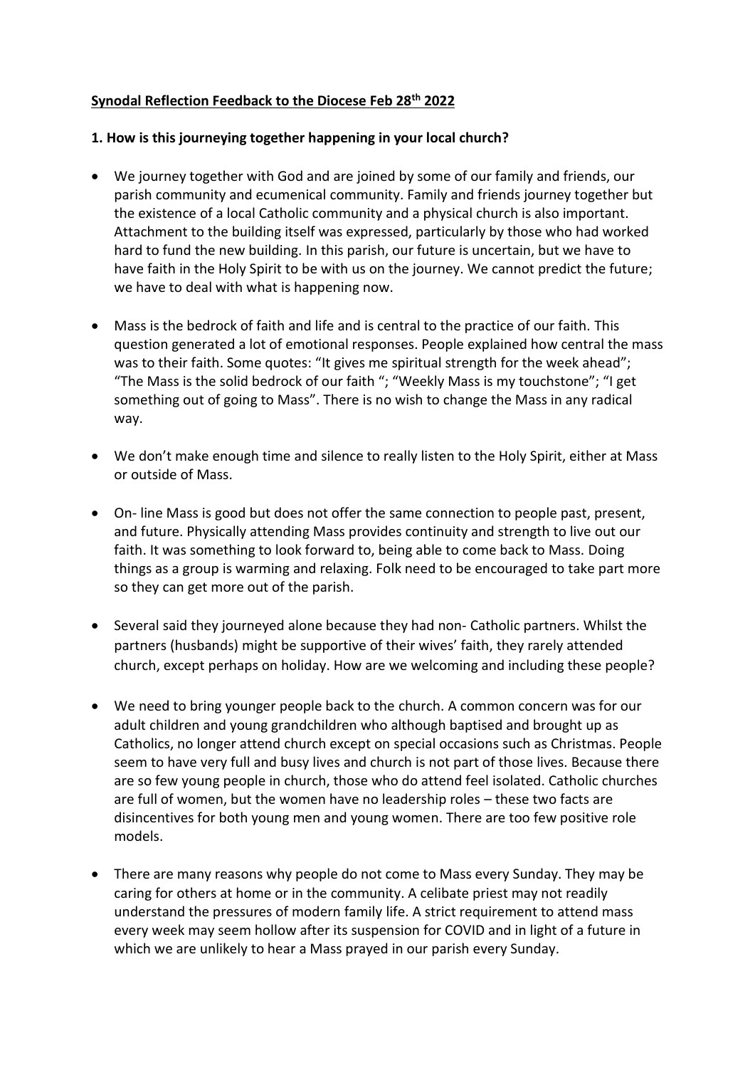**Synodal Reflection Feedback to the Diocese Feb 28th 2022**

**1. How is this journeying together happening in your local church?**

- We journey together with God and are joined by some of our family and friends, our parish community and ecumenical community. Family and friends journey together but the existence of a local Catholic community and a physical church is also important. Attachment to the building itself was expressed, particularly by those who had worked hard to fund the new building. In this parish, our future is uncertain, but we have to have faith in the Holy Spirit to be with us on the journey. We cannot predict the future; we have to deal with what is happening now.

- Mass is the bedrock of faith and life and is central to the practice of our faith. This question generated a lot of emotional responses. People explained how central the mass was to their faith. Some quotes: "It gives me spiritual strength for the week ahead"; "The Mass is the solid bedrock of our faith "; "Weekly Mass is my touchstone"; "I get something out of going to Mass". There is no wish to change the Mass in any radical way.

- We don't make enough time and silence to really listen to the Holy Spirit, either at Mass or outside of Mass.

- On- line Mass is good but does not offer the same connection to people past, present, and future. Physically attending Mass provides continuity and strength to live out our faith. It was something to look forward to, being able to come back to Mass. Doing things as a group is warming and relaxing. Folk need to be encouraged to take part more so they can get more out of the parish.

- Several said they journeyed alone because they had non- Catholic partners. Whilst the partners (husbands) might be supportive of their wives' faith, they rarely attended church, except perhaps on holiday. How are we welcoming and including these people?

- We need to bring younger people back to the church. A common concern was for our adult children and young grandchildren who although baptised and brought up as Catholics, no longer attend church except on special occasions such as Christmas. People seem to have very full and busy lives and church is not part of those lives. Because there are so few young people in church, those who do attend feel isolated. Catholic churches are full of women, but the women have no leadership roles – these two facts are disincentives for both young men and young women. There are too few positive role models.

- There are many reasons why people do not come to Mass every Sunday. They may be caring for others at home or in the community. A celibate priest may not readily understand the pressures of modern family life. A strict requirement to attend mass every week may seem hollow after its suspension for COVID and in light of a future in which we are unlikely to hear a Mass prayed in our parish every Sunday.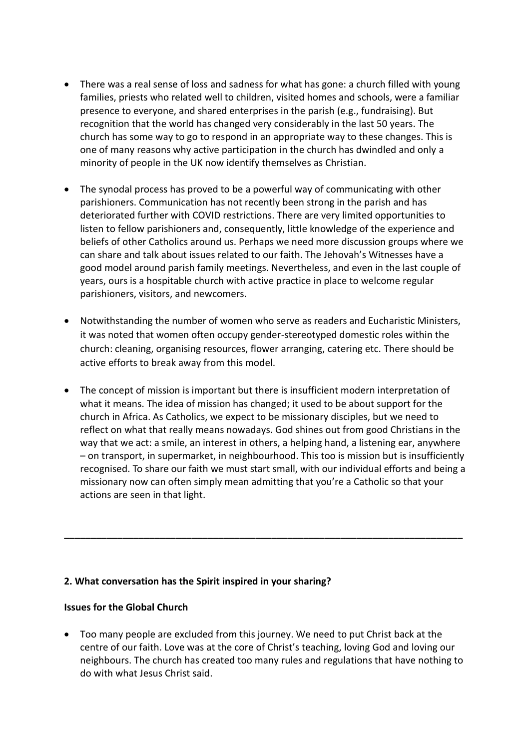- There was a real sense of loss and sadness for what has gone: a church filled with young families, priests who related well to children, visited homes and schools, were a familiar presence to everyone, and shared enterprises in the parish (e.g., fundraising). But recognition that the world has changed very considerably in the last 50 years. The church has some way to go to respond in an appropriate way to these changes. This is one of many reasons why active participation in the church has dwindled and only a minority of people in the UK now identify themselves as Christian.

- The synodal process has proved to be a powerful way of communicating with other parishioners. Communication has not recently been strong in the parish and has deteriorated further with COVID restrictions. There are very limited opportunities to listen to fellow parishioners and, consequently, little knowledge of the experience and beliefs of other Catholics around us. Perhaps we need more discussion groups where we can share and talk about issues related to our faith. The Jehovah's Witnesses have a good model around parish family meetings. Nevertheless, and even in the last couple of years, ours is a hospitable church with active practice in place to welcome regular parishioners, visitors, and newcomers.

- Notwithstanding the number of women who serve as readers and Eucharistic Ministers, it was noted that women often occupy gender-stereotyped domestic roles within the church: cleaning, organising resources, flower arranging, catering etc. There should be active efforts to break away from this model.

- The concept of mission is important but there is insufficient modern interpretation of what it means. The idea of mission has changed; it used to be about support for the church in Africa. As Catholics, we expect to be missionary disciples, but we need to reflect on what that really means nowadays. God shines out from good Christians in the way that we act: a smile, an interest in others, a helping hand, a listening ear, anywhere – on transport, in supermarket, in neighbourhood. This too is mission but is insufficiently recognised. To share our faith we must start small, with our individual efforts and being a missionary now can often simply mean admitting that you're a Catholic so that your actions are seen in that light.

---

**2. What conversation has the Spirit inspired in your sharing?**

**Issues for the Global Church**

- Too many people are excluded from this journey. We need to put Christ back at the centre of our faith. Love was at the core of Christ's teaching, loving God and loving our neighbours. The church has created too many rules and regulations that have nothing to do with what Jesus Christ said.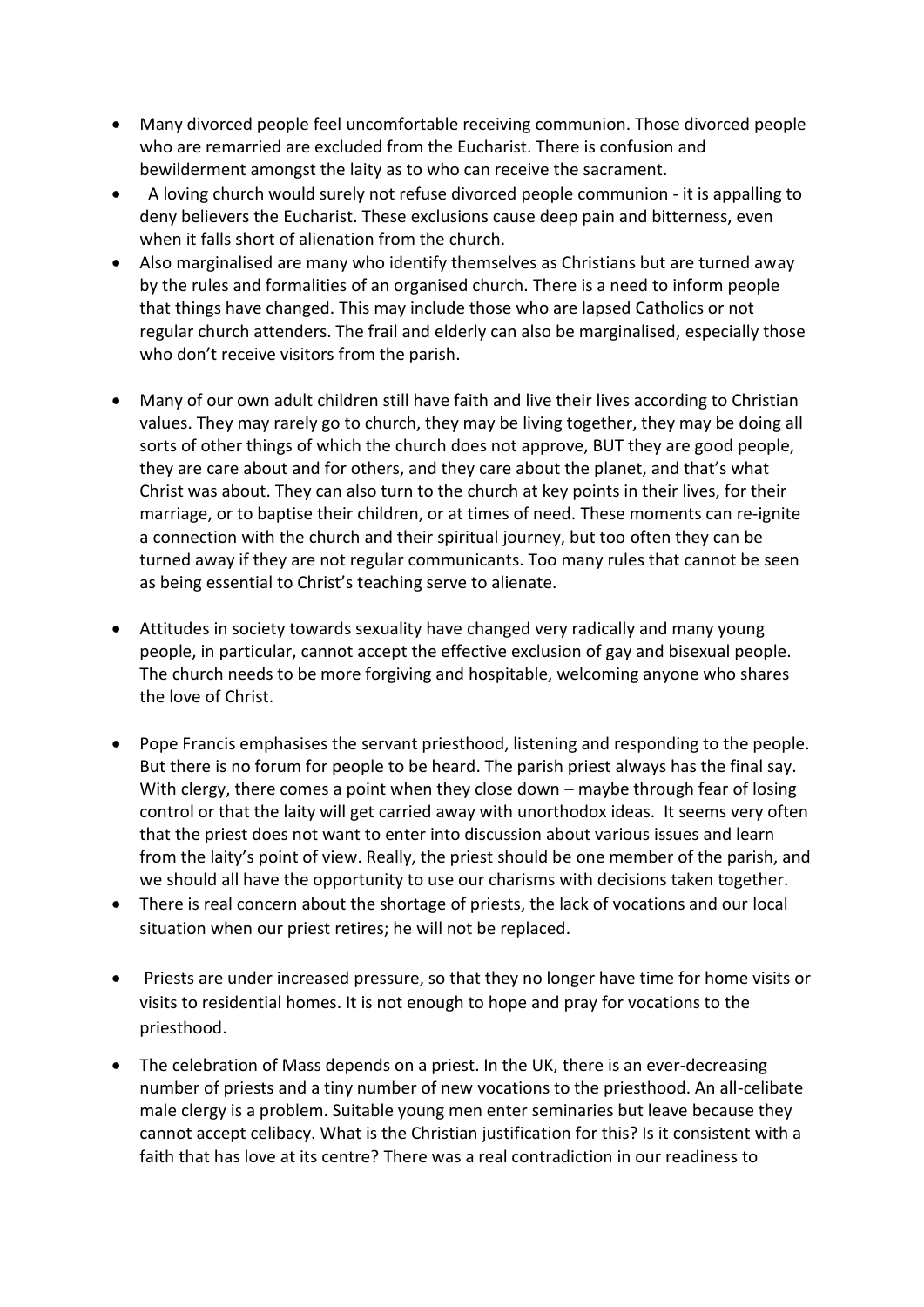- Many divorced people feel uncomfortable receiving communion. Those divorced people who are remarried are excluded from the Eucharist. There is confusion and bewilderment amongst the laity as to who can receive the sacrament.
- A loving church would surely not refuse divorced people communion - it is appalling to deny believers the Eucharist. These exclusions cause deep pain and bitterness, even when it falls short of alienation from the church.
- Also marginalised are many who identify themselves as Christians but are turned away by the rules and formalities of an organised church. There is a need to inform people that things have changed. This may include those who are lapsed Catholics or not regular church attenders. The frail and elderly can also be marginalised, especially those who don't receive visitors from the parish.

- Many of our own adult children still have faith and live their lives according to Christian values. They may rarely go to church, they may be living together, they may be doing all sorts of other things of which the church does not approve, BUT they are good people, they are care about and for others, and they care about the planet, and that's what Christ was about. They can also turn to the church at key points in their lives, for their marriage, or to baptise their children, or at times of need. These moments can re-ignite a connection with the church and their spiritual journey, but too often they can be turned away if they are not regular communicants. Too many rules that cannot be seen as being essential to Christ's teaching serve to alienate.

- Attitudes in society towards sexuality have changed very radically and many young people, in particular, cannot accept the effective exclusion of gay and bisexual people. The church needs to be more forgiving and hospitable, welcoming anyone who shares the love of Christ.

- Pope Francis emphasises the servant priesthood, listening and responding to the people. But there is no forum for people to be heard. The parish priest always has the final say. With clergy, there comes a point when they close down – maybe through fear of losing control or that the laity will get carried away with unorthodox ideas. It seems very often that the priest does not want to enter into discussion about various issues and learn from the laity's point of view. Really, the priest should be one member of the parish, and we should all have the opportunity to use our charisms with decisions taken together.
- There is real concern about the shortage of priests, the lack of vocations and our local situation when our priest retires; he will not be replaced.

- Priests are under increased pressure, so that they no longer have time for home visits or visits to residential homes. It is not enough to hope and pray for vocations to the priesthood.

- The celebration of Mass depends on a priest. In the UK, there is an ever-decreasing number of priests and a tiny number of new vocations to the priesthood. An all-celibate male clergy is a problem. Suitable young men enter seminaries but leave because they cannot accept celibacy. What is the Christian justification for this? Is it consistent with a faith that has love at its centre? There was a real contradiction in our readiness to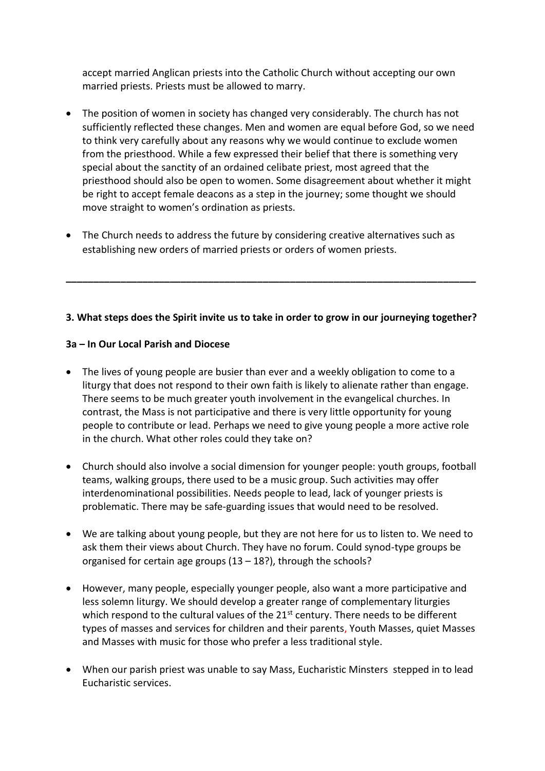accept married Anglican priests into the Catholic Church without accepting our own married priests. Priests must be allowed to marry.

- The position of women in society has changed very considerably. The church has not sufficiently reflected these changes. Men and women are equal before God, so we need to think very carefully about any reasons why we would continue to exclude women from the priesthood. While a few expressed their belief that there is something very special about the sanctity of an ordained celibate priest, most agreed that the priesthood should also be open to women. Some disagreement about whether it might be right to accept female deacons as a step in the journey; some thought we should move straight to women's ordination as priests.

- The Church needs to address the future by considering creative alternatives such as establishing new orders of married priests or orders of women priests.

---

**3. What steps does the Spirit invite us to take in order to grow in our journeying together?**

**3a – In Our Local Parish and Diocese**

- The lives of young people are busier than ever and a weekly obligation to come to a liturgy that does not respond to their own faith is likely to alienate rather than engage. There seems to be much greater youth involvement in the evangelical churches. In contrast, the Mass is not participative and there is very little opportunity for young people to contribute or lead. Perhaps we need to give young people a more active role in the church. What other roles could they take on?

- Church should also involve a social dimension for younger people: youth groups, football teams, walking groups, there used to be a music group. Such activities may offer interdenominational possibilities. Needs people to lead, lack of younger priests is problematic. There may be safe-guarding issues that would need to be resolved.

- We are talking about young people, but they are not here for us to listen to. We need to ask them their views about Church. They have no forum. Could synod-type groups be organised for certain age groups (13 – 18?), through the schools?

- However, many people, especially younger people, also want a more participative and less solemn liturgy. We should develop a greater range of complementary liturgies which respond to the cultural values of the 21st century. There needs to be different types of masses and services for children and their parents, Youth Masses, quiet Masses and Masses with music for those who prefer a less traditional style.

- When our parish priest was unable to say Mass, Eucharistic Minsters stepped in to lead Eucharistic services.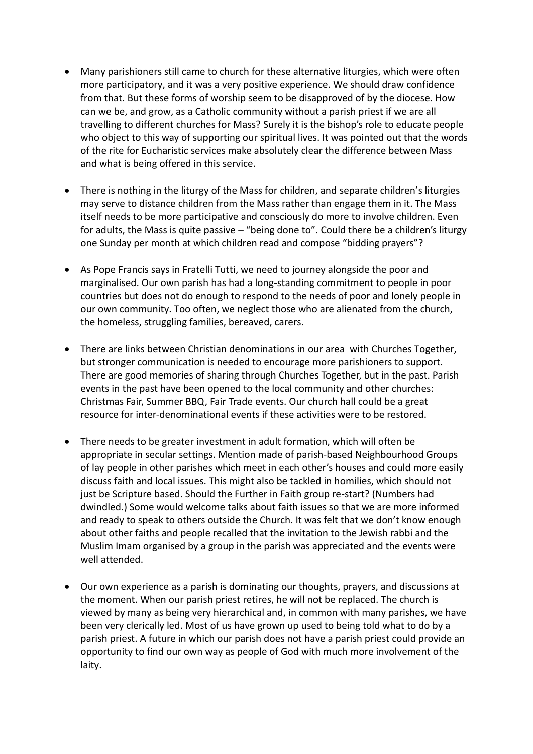- Many parishioners still came to church for these alternative liturgies, which were often more participatory, and it was a very positive experience. We should draw confidence from that. But these forms of worship seem to be disapproved of by the diocese. How can we be, and grow, as a Catholic community without a parish priest if we are all travelling to different churches for Mass? Surely it is the bishop's role to educate people who object to this way of supporting our spiritual lives. It was pointed out that the words of the rite for Eucharistic services make absolutely clear the difference between Mass and what is being offered in this service.

- There is nothing in the liturgy of the Mass for children, and separate children's liturgies may serve to distance children from the Mass rather than engage them in it. The Mass itself needs to be more participative and consciously do more to involve children. Even for adults, the Mass is quite passive – "being done to". Could there be a children's liturgy one Sunday per month at which children read and compose "bidding prayers"?

- As Pope Francis says in Fratelli Tutti, we need to journey alongside the poor and marginalised. Our own parish has had a long-standing commitment to people in poor countries but does not do enough to respond to the needs of poor and lonely people in our own community. Too often, we neglect those who are alienated from the church, the homeless, struggling families, bereaved, carers.

- There are links between Christian denominations in our area with Churches Together, but stronger communication is needed to encourage more parishioners to support. There are good memories of sharing through Churches Together, but in the past. Parish events in the past have been opened to the local community and other churches: Christmas Fair, Summer BBQ, Fair Trade events. Our church hall could be a great resource for inter-denominational events if these activities were to be restored.

- There needs to be greater investment in adult formation, which will often be appropriate in secular settings. Mention made of parish-based Neighbourhood Groups of lay people in other parishes which meet in each other's houses and could more easily discuss faith and local issues. This might also be tackled in homilies, which should not just be Scripture based. Should the Further in Faith group re-start? (Numbers had dwindled.) Some would welcome talks about faith issues so that we are more informed and ready to speak to others outside the Church. It was felt that we don't know enough about other faiths and people recalled that the invitation to the Jewish rabbi and the Muslim Imam organised by a group in the parish was appreciated and the events were well attended.

- Our own experience as a parish is dominating our thoughts, prayers, and discussions at the moment. When our parish priest retires, he will not be replaced. The church is viewed by many as being very hierarchical and, in common with many parishes, we have been very clerically led. Most of us have grown up used to being told what to do by a parish priest. A future in which our parish does not have a parish priest could provide an opportunity to find our own way as people of God with much more involvement of the laity.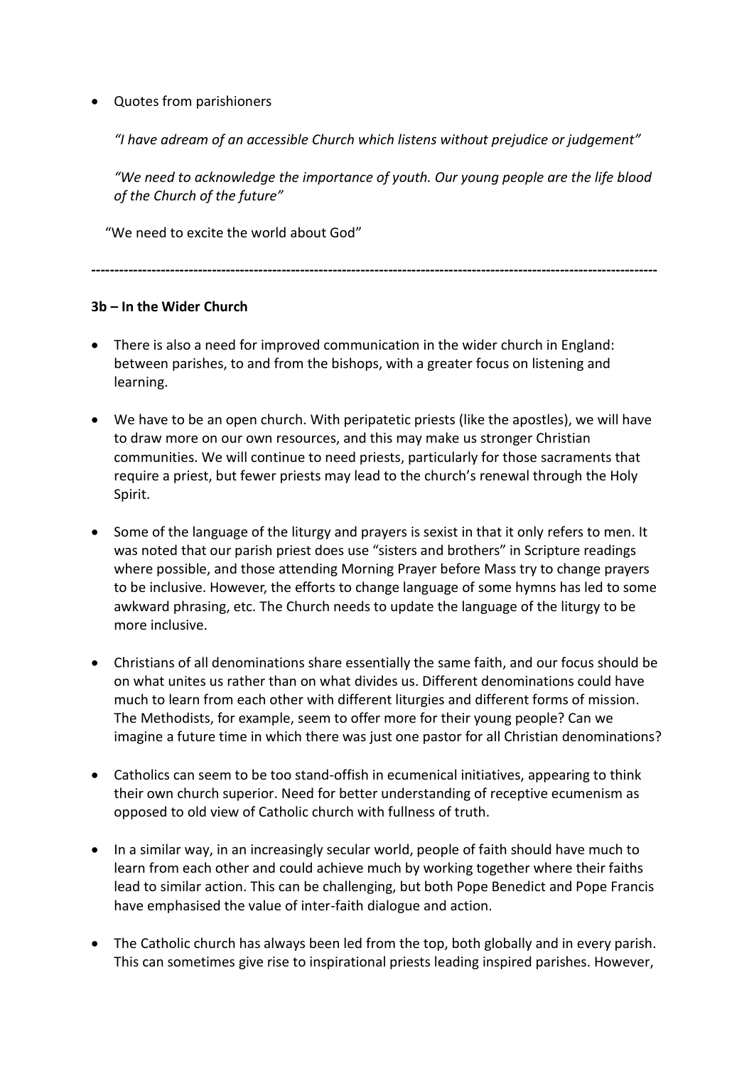- Quotes from parishioners

  *"I have adream of an accessible Church which listens without prejudice or judgement"*

  *"We need to acknowledge the importance of youth. Our young people are the life blood of the Church of the future"*

  "We need to excite the world about God"

---

**3b – In the Wider Church**

- There is also a need for improved communication in the wider church in England: between parishes, to and from the bishops, with a greater focus on listening and learning.

- We have to be an open church. With peripatetic priests (like the apostles), we will have to draw more on our own resources, and this may make us stronger Christian communities. We will continue to need priests, particularly for those sacraments that require a priest, but fewer priests may lead to the church's renewal through the Holy Spirit.

- Some of the language of the liturgy and prayers is sexist in that it only refers to men. It was noted that our parish priest does use "sisters and brothers" in Scripture readings where possible, and those attending Morning Prayer before Mass try to change prayers to be inclusive. However, the efforts to change language of some hymns has led to some awkward phrasing, etc. The Church needs to update the language of the liturgy to be more inclusive.

- Christians of all denominations share essentially the same faith, and our focus should be on what unites us rather than on what divides us. Different denominations could have much to learn from each other with different liturgies and different forms of mission. The Methodists, for example, seem to offer more for their young people? Can we imagine a future time in which there was just one pastor for all Christian denominations?

- Catholics can seem to be too stand-offish in ecumenical initiatives, appearing to think their own church superior. Need for better understanding of receptive ecumenism as opposed to old view of Catholic church with fullness of truth.

- In a similar way, in an increasingly secular world, people of faith should have much to learn from each other and could achieve much by working together where their faiths lead to similar action. This can be challenging, but both Pope Benedict and Pope Francis have emphasised the value of inter-faith dialogue and action.

- The Catholic church has always been led from the top, both globally and in every parish. This can sometimes give rise to inspirational priests leading inspired parishes. However,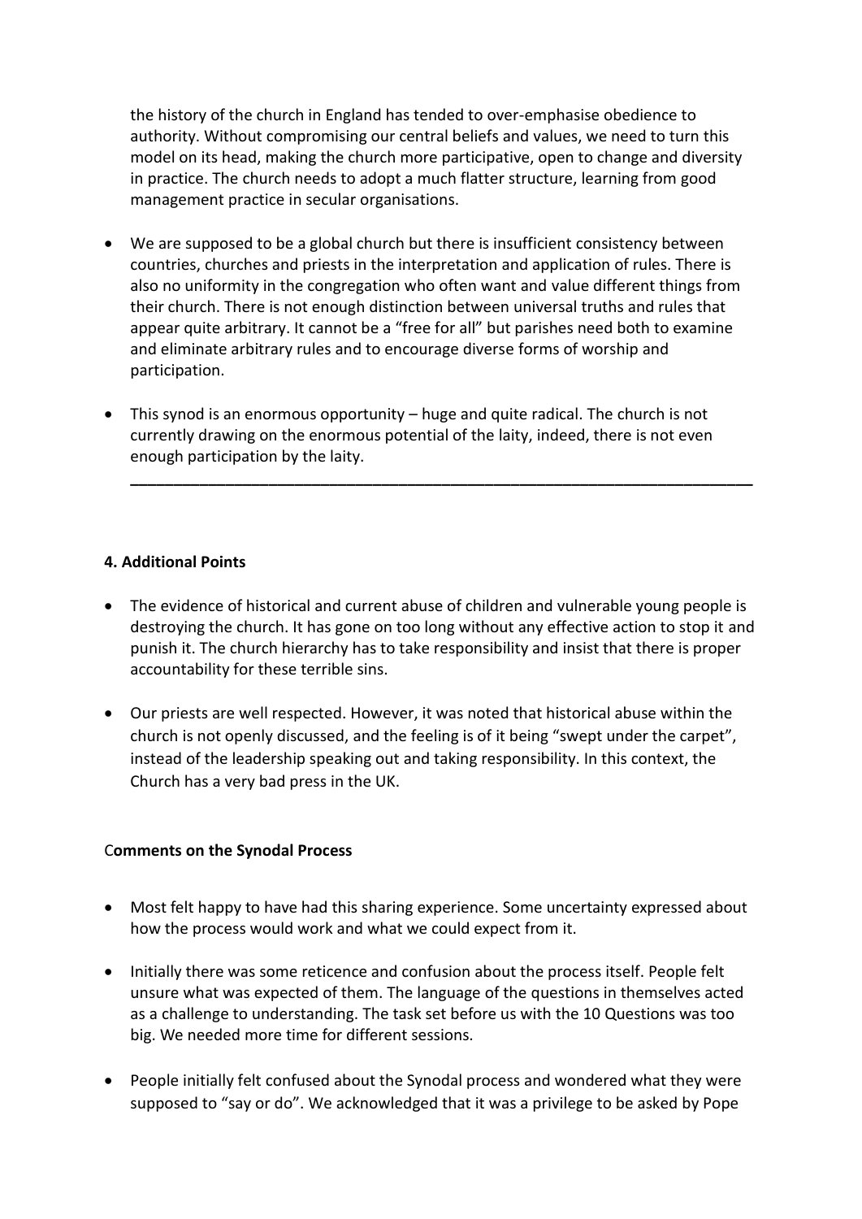the history of the church in England has tended to over-emphasise obedience to authority. Without compromising our central beliefs and values, we need to turn this model on its head, making the church more participative, open to change and diversity in practice. The church needs to adopt a much flatter structure, learning from good management practice in secular organisations.

- We are supposed to be a global church but there is insufficient consistency between countries, churches and priests in the interpretation and application of rules. There is also no uniformity in the congregation who often want and value different things from their church. There is not enough distinction between universal truths and rules that appear quite arbitrary. It cannot be a "free for all" but parishes need both to examine and eliminate arbitrary rules and to encourage diverse forms of worship and participation.

- This synod is an enormous opportunity – huge and quite radical. The church is not currently drawing on the enormous potential of the laity, indeed, there is not even enough participation by the laity.

---

**4. Additional Points**

- The evidence of historical and current abuse of children and vulnerable young people is destroying the church. It has gone on too long without any effective action to stop it and punish it. The church hierarchy has to take responsibility and insist that there is proper accountability for these terrible sins.

- Our priests are well respected. However, it was noted that historical abuse within the church is not openly discussed, and the feeling is of it being "swept under the carpet", instead of the leadership speaking out and taking responsibility. In this context, the Church has a very bad press in the UK.

**Comments on the Synodal Process**

- Most felt happy to have had this sharing experience. Some uncertainty expressed about how the process would work and what we could expect from it.

- Initially there was some reticence and confusion about the process itself. People felt unsure what was expected of them. The language of the questions in themselves acted as a challenge to understanding. The task set before us with the 10 Questions was too big. We needed more time for different sessions.

- People initially felt confused about the Synodal process and wondered what they were supposed to "say or do". We acknowledged that it was a privilege to be asked by Pope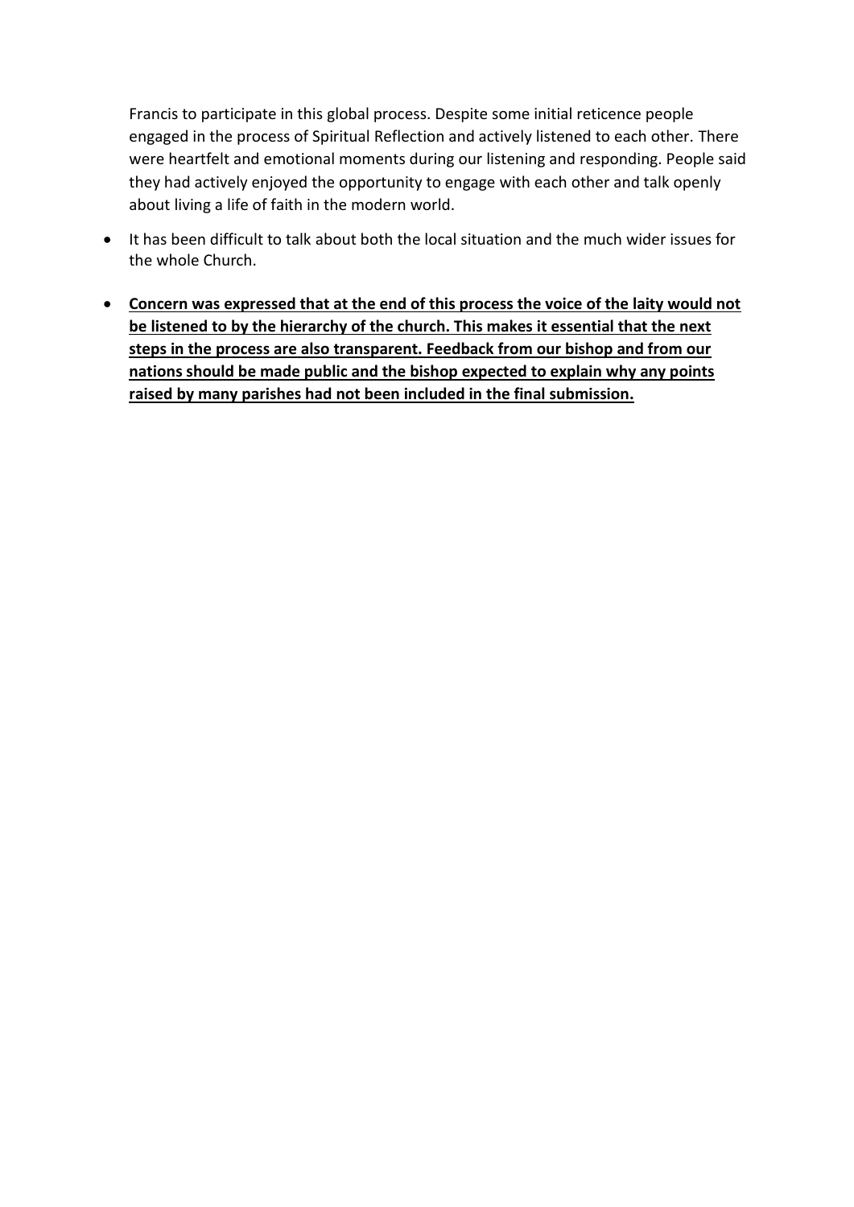Francis to participate in this global process. Despite some initial reticence people engaged in the process of Spiritual Reflection and actively listened to each other. There were heartfelt and emotional moments during our listening and responding. People said they had actively enjoyed the opportunity to engage with each other and talk openly about living a life of faith in the modern world.

- It has been difficult to talk about both the local situation and the much wider issues for the whole Church.
- <u>**Concern was expressed that at the end of this process the voice of the laity would not be listened to by the hierarchy of the church. This makes it essential that the next steps in the process are also transparent. Feedback from our bishop and from our nations should be made public and the bishop expected to explain why any points raised by many parishes had not been included in the final submission.**</u>